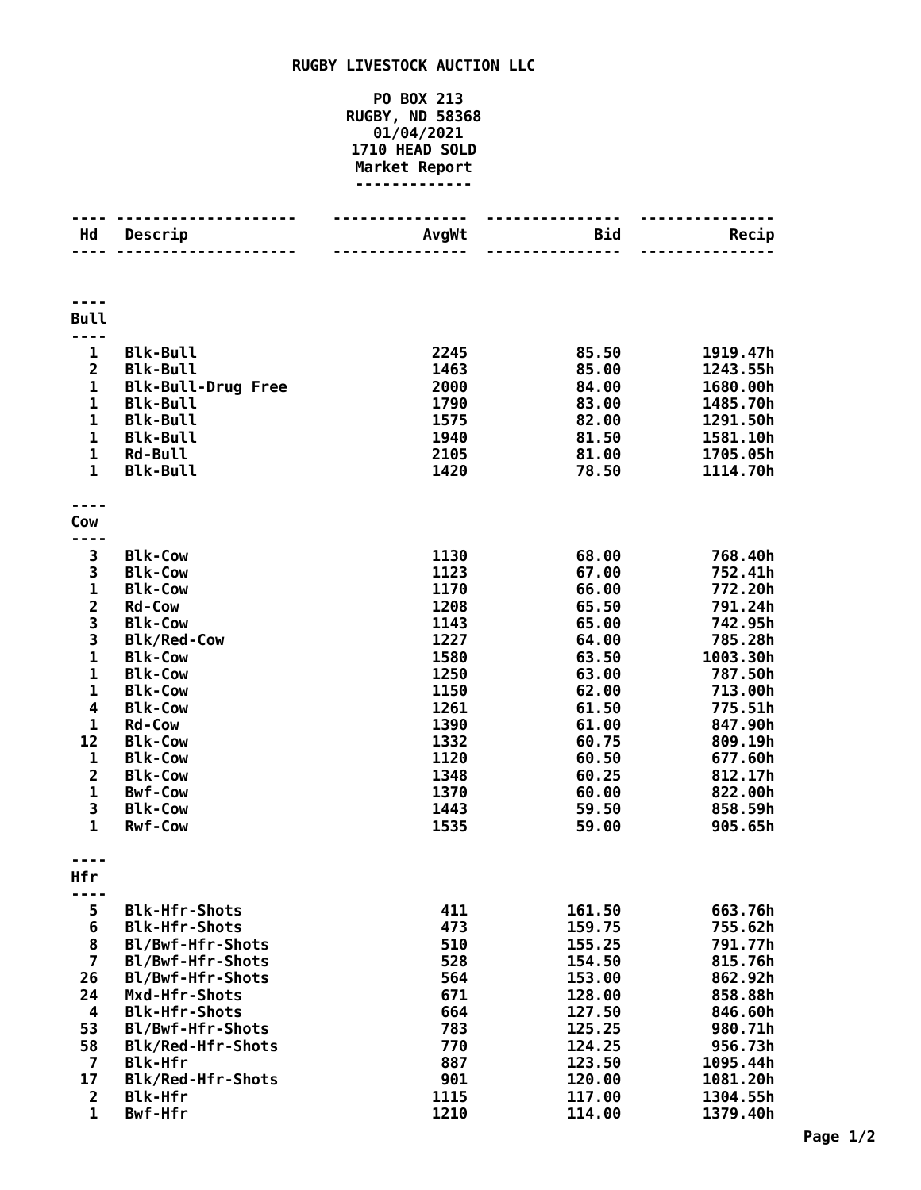# RUGBY LIVESTOCK AUCTION LLC

**PO BOX 213**
**RUGBY, ND 58368**
**01/04/2021**
**1710 HEAD SOLD**
**Market Report**

| Hd | Descrip | AvgWt | Bid | Recip |
|---|---|---|---|---|
| **Bull** | | | | |
| 1 | Blk-Bull | 2245 | 85.50 | 1919.47h |
| 2 | Blk-Bull | 1463 | 85.00 | 1243.55h |
| 1 | Blk-Bull-Drug Free | 2000 | 84.00 | 1680.00h |
| 1 | Blk-Bull | 1790 | 83.00 | 1485.70h |
| 1 | Blk-Bull | 1575 | 82.00 | 1291.50h |
| 1 | Blk-Bull | 1940 | 81.50 | 1581.10h |
| 1 | Rd-Bull | 2105 | 81.00 | 1705.05h |
| 1 | Blk-Bull | 1420 | 78.50 | 1114.70h |
| **Cow** | | | | |
| 3 | Blk-Cow | 1130 | 68.00 | 768.40h |
| 3 | Blk-Cow | 1123 | 67.00 | 752.41h |
| 1 | Blk-Cow | 1170 | 66.00 | 772.20h |
| 2 | Rd-Cow | 1208 | 65.50 | 791.24h |
| 3 | Blk-Cow | 1143 | 65.00 | 742.95h |
| 3 | Blk/Red-Cow | 1227 | 64.00 | 785.28h |
| 1 | Blk-Cow | 1580 | 63.50 | 1003.30h |
| 1 | Blk-Cow | 1250 | 63.00 | 787.50h |
| 1 | Blk-Cow | 1150 | 62.00 | 713.00h |
| 4 | Blk-Cow | 1261 | 61.50 | 775.51h |
| 1 | Rd-Cow | 1390 | 61.00 | 847.90h |
| 12 | Blk-Cow | 1332 | 60.75 | 809.19h |
| 1 | Blk-Cow | 1120 | 60.50 | 677.60h |
| 2 | Blk-Cow | 1348 | 60.25 | 812.17h |
| 1 | Bwf-Cow | 1370 | 60.00 | 822.00h |
| 3 | Blk-Cow | 1443 | 59.50 | 858.59h |
| 1 | Rwf-Cow | 1535 | 59.00 | 905.65h |
| **Hfr** | | | | |
| 5 | Blk-Hfr-Shots | 411 | 161.50 | 663.76h |
| 6 | Blk-Hfr-Shots | 473 | 159.75 | 755.62h |
| 8 | Bl/Bwf-Hfr-Shots | 510 | 155.25 | 791.77h |
| 7 | Bl/Bwf-Hfr-Shots | 528 | 154.50 | 815.76h |
| 26 | Bl/Bwf-Hfr-Shots | 564 | 153.00 | 862.92h |
| 24 | Mxd-Hfr-Shots | 671 | 128.00 | 858.88h |
| 4 | Blk-Hfr-Shots | 664 | 127.50 | 846.60h |
| 53 | Bl/Bwf-Hfr-Shots | 783 | 125.25 | 980.71h |
| 58 | Blk/Red-Hfr-Shots | 770 | 124.25 | 956.73h |
| 7 | Blk-Hfr | 887 | 123.50 | 1095.44h |
| 17 | Blk/Red-Hfr-Shots | 901 | 120.00 | 1081.20h |
| 2 | Blk-Hfr | 1115 | 117.00 | 1304.55h |
| 1 | Bwf-Hfr | 1210 | 114.00 | 1379.40h |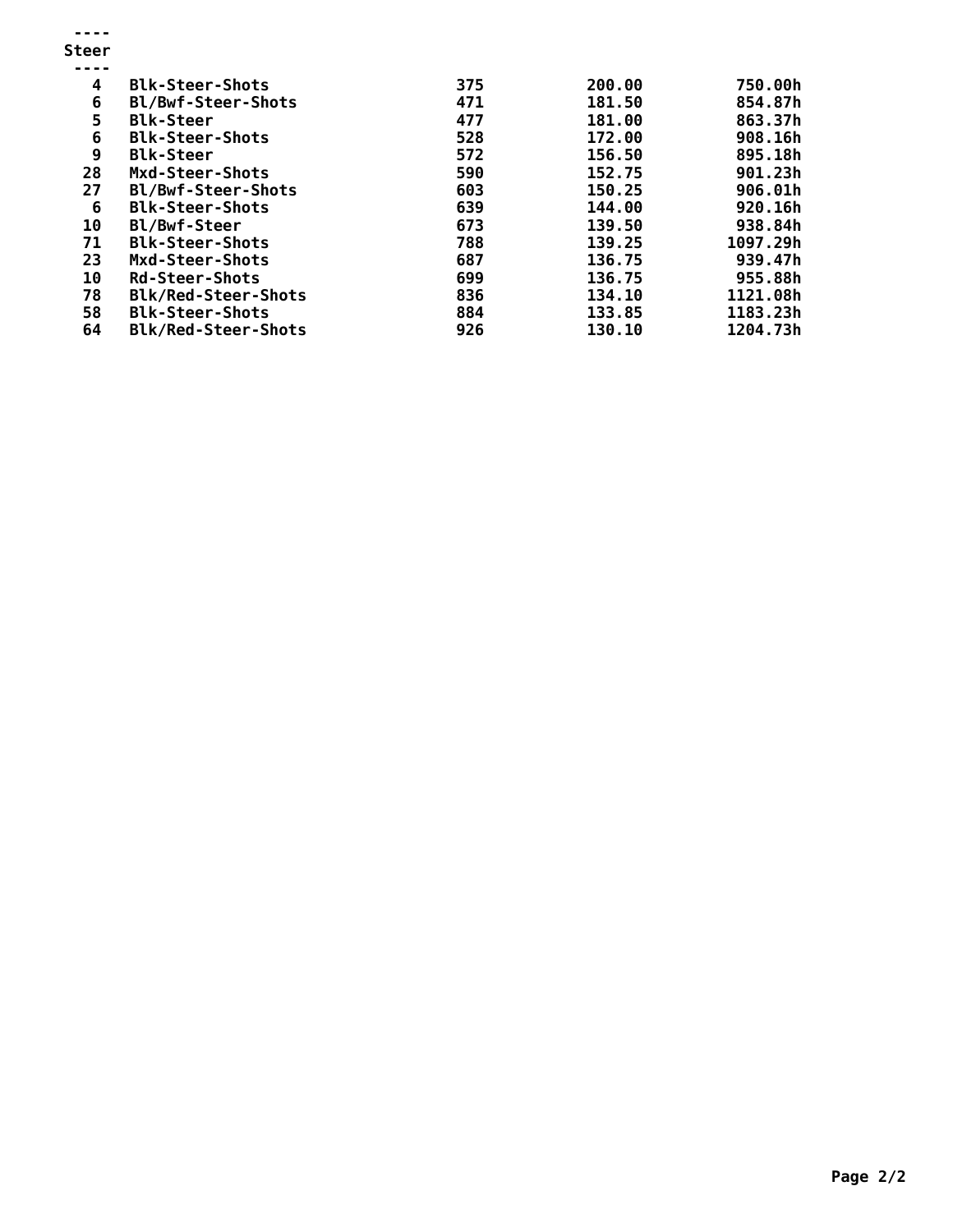----
Steer
----

| | | | | |
|---|---|---|---|---|
| 4 | Blk-Steer-Shots | 375 | 200.00 | 750.00h |
| 6 | Bl/Bwf-Steer-Shots | 471 | 181.50 | 854.87h |
| 5 | Blk-Steer | 477 | 181.00 | 863.37h |
| 6 | Blk-Steer-Shots | 528 | 172.00 | 908.16h |
| 9 | Blk-Steer | 572 | 156.50 | 895.18h |
| 28 | Mxd-Steer-Shots | 590 | 152.75 | 901.23h |
| 27 | Bl/Bwf-Steer-Shots | 603 | 150.25 | 906.01h |
| 6 | Blk-Steer-Shots | 639 | 144.00 | 920.16h |
| 10 | Bl/Bwf-Steer | 673 | 139.50 | 938.84h |
| 71 | Blk-Steer-Shots | 788 | 139.25 | 1097.29h |
| 23 | Mxd-Steer-Shots | 687 | 136.75 | 939.47h |
| 10 | Rd-Steer-Shots | 699 | 136.75 | 955.88h |
| 78 | Blk/Red-Steer-Shots | 836 | 134.10 | 1121.08h |
| 58 | Blk-Steer-Shots | 884 | 133.85 | 1183.23h |
| 64 | Blk/Red-Steer-Shots | 926 | 130.10 | 1204.73h |